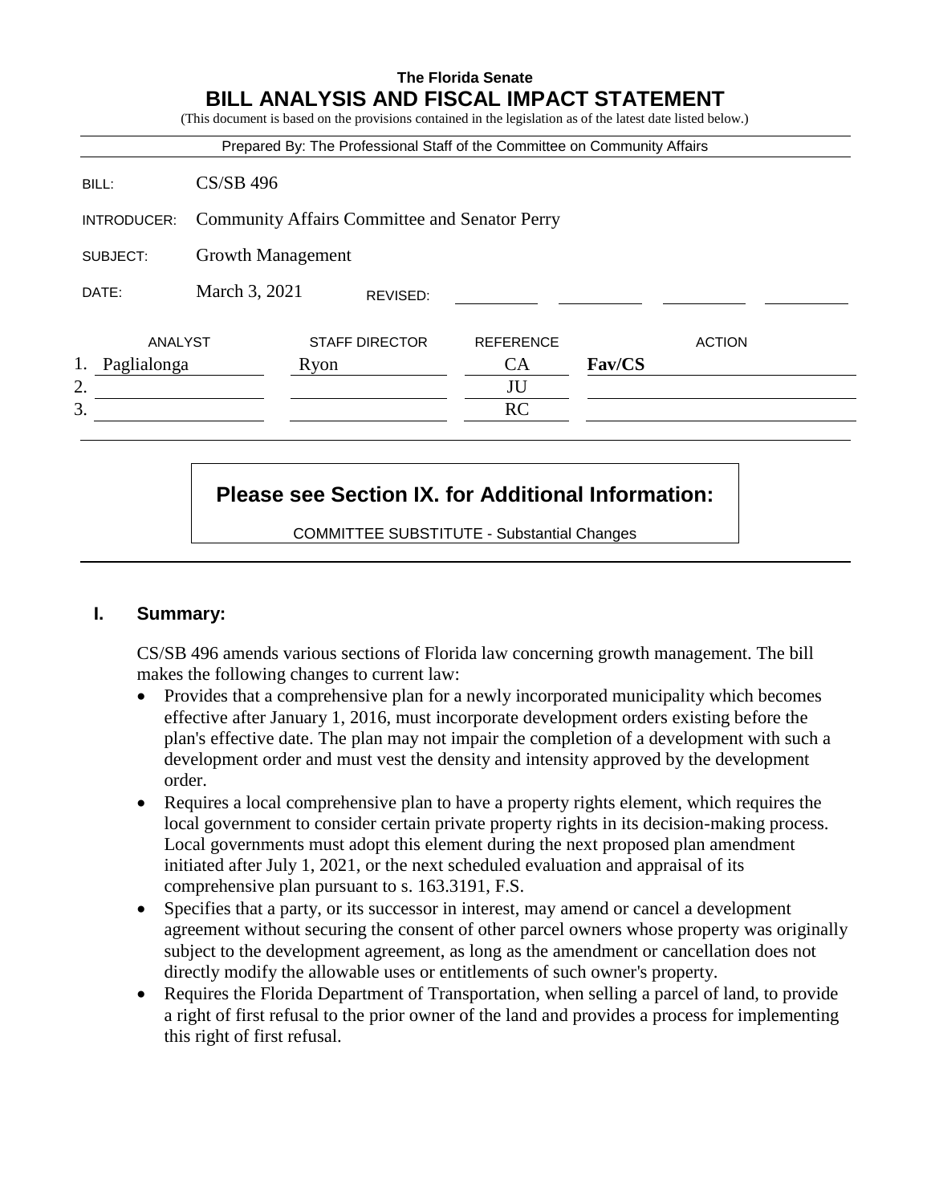**The Florida Senate**

# BILL ANALYSIS AND FISCAL IMPACT STATEMENT

(This document is based on the provisions contained in the legislation as of the latest date listed below.)

Prepared By: The Professional Staff of the Committee on Community Affairs

| | |
|---|---|
| BILL: | CS/SB 496 |
| INTRODUCER: | Community Affairs Committee and Senator Perry |
| SUBJECT: | Growth Management |
| DATE: | March 3, 2021 REVISED: |

| | ANALYST | STAFF DIRECTOR | REFERENCE | ACTION |
|---|---|---|---|---|
| 1. | Paglialonga | Ryon | CA | **Fav/CS** |
| 2. | | | JU | |
| 3. | | | RC | |

**Please see Section IX. for Additional Information:**

COMMITTEE SUBSTITUTE - Substantial Changes

## I. Summary:

CS/SB 496 amends various sections of Florida law concerning growth management. The bill makes the following changes to current law:

- Provides that a comprehensive plan for a newly incorporated municipality which becomes effective after January 1, 2016, must incorporate development orders existing before the plan's effective date. The plan may not impair the completion of a development with such a development order and must vest the density and intensity approved by the development order.
- Requires a local comprehensive plan to have a property rights element, which requires the local government to consider certain private property rights in its decision-making process. Local governments must adopt this element during the next proposed plan amendment initiated after July 1, 2021, or the next scheduled evaluation and appraisal of its comprehensive plan pursuant to s. 163.3191, F.S.
- Specifies that a party, or its successor in interest, may amend or cancel a development agreement without securing the consent of other parcel owners whose property was originally subject to the development agreement, as long as the amendment or cancellation does not directly modify the allowable uses or entitlements of such owner's property.
- Requires the Florida Department of Transportation, when selling a parcel of land, to provide a right of first refusal to the prior owner of the land and provides a process for implementing this right of first refusal.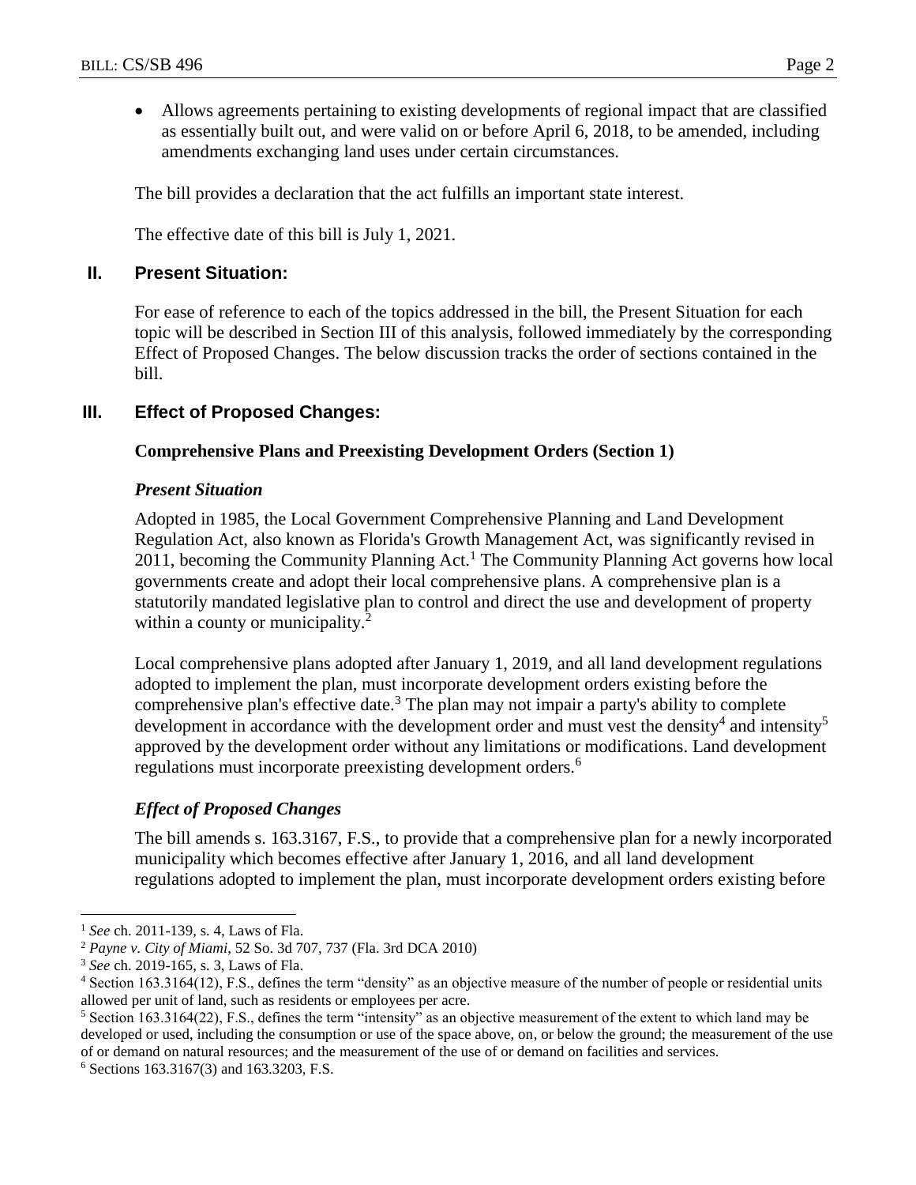- Allows agreements pertaining to existing developments of regional impact that are classified as essentially built out, and were valid on or before April 6, 2018, to be amended, including amendments exchanging land uses under certain circumstances.

The bill provides a declaration that the act fulfills an important state interest.

The effective date of this bill is July 1, 2021.

## II. Present Situation:

For ease of reference to each of the topics addressed in the bill, the Present Situation for each topic will be described in Section III of this analysis, followed immediately by the corresponding Effect of Proposed Changes. The below discussion tracks the order of sections contained in the bill.

## III. Effect of Proposed Changes:

### Comprehensive Plans and Preexisting Development Orders (Section 1)

#### *Present Situation*

Adopted in 1985, the Local Government Comprehensive Planning and Land Development Regulation Act, also known as Florida's Growth Management Act, was significantly revised in 2011, becoming the Community Planning Act.[1] The Community Planning Act governs how local governments create and adopt their local comprehensive plans. A comprehensive plan is a statutorily mandated legislative plan to control and direct the use and development of property within a county or municipality.[2]

Local comprehensive plans adopted after January 1, 2019, and all land development regulations adopted to implement the plan, must incorporate development orders existing before the comprehensive plan's effective date.[3] The plan may not impair a party's ability to complete development in accordance with the development order and must vest the density[4] and intensity[5] approved by the development order without any limitations or modifications. Land development regulations must incorporate preexisting development orders.[6]

#### *Effect of Proposed Changes*

The bill amends s. 163.3167, F.S., to provide that a comprehensive plan for a newly incorporated municipality which becomes effective after January 1, 2016, and all land development regulations adopted to implement the plan, must incorporate development orders existing before

---

[1] *See* ch. 2011-139, s. 4, Laws of Fla.

[2] *Payne v. City of Miami*, 52 So. 3d 707, 737 (Fla. 3rd DCA 2010)

[3] *See* ch. 2019-165, s. 3, Laws of Fla.

[4] Section 163.3164(12), F.S., defines the term "density" as an objective measure of the number of people or residential units allowed per unit of land, such as residents or employees per acre.

[5] Section 163.3164(22), F.S., defines the term "intensity" as an objective measurement of the extent to which land may be developed or used, including the consumption or use of the space above, on, or below the ground; the measurement of the use of or demand on natural resources; and the measurement of the use of or demand on facilities and services.

[6] Sections 163.3167(3) and 163.3203, F.S.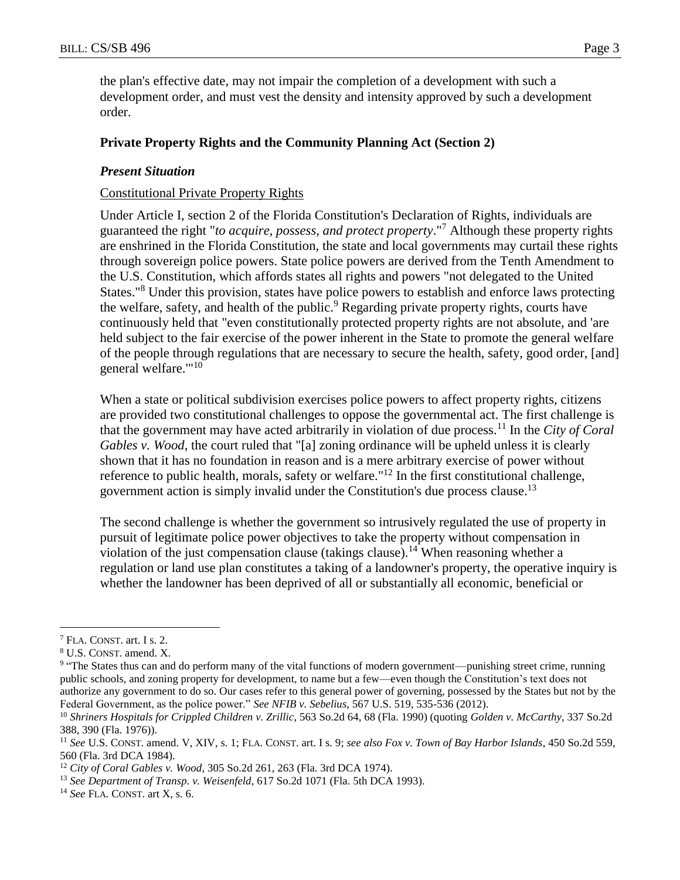the plan's effective date, may not impair the completion of a development with such a development order, and must vest the density and intensity approved by such a development order.

### Private Property Rights and the Community Planning Act (Section 2)

#### *Present Situation*

Constitutional Private Property Rights

Under Article I, section 2 of the Florida Constitution's Declaration of Rights, individuals are guaranteed the right "*to acquire, possess, and protect property*."[7] Although these property rights are enshrined in the Florida Constitution, the state and local governments may curtail these rights through sovereign police powers. State police powers are derived from the Tenth Amendment to the U.S. Constitution, which affords states all rights and powers "not delegated to the United States."[8] Under this provision, states have police powers to establish and enforce laws protecting the welfare, safety, and health of the public.[9] Regarding private property rights, courts have continuously held that "even constitutionally protected property rights are not absolute, and 'are held subject to the fair exercise of the power inherent in the State to promote the general welfare of the people through regulations that are necessary to secure the health, safety, good order, [and] general welfare.'"[10]

When a state or political subdivision exercises police powers to affect property rights, citizens are provided two constitutional challenges to oppose the governmental act. The first challenge is that the government may have acted arbitrarily in violation of due process.[11] In the *City of Coral Gables v. Wood*, the court ruled that "[a] zoning ordinance will be upheld unless it is clearly shown that it has no foundation in reason and is a mere arbitrary exercise of power without reference to public health, morals, safety or welfare."[12] In the first constitutional challenge, government action is simply invalid under the Constitution's due process clause.[13]

The second challenge is whether the government so intrusively regulated the use of property in pursuit of legitimate police power objectives to take the property without compensation in violation of the just compensation clause (takings clause).[14] When reasoning whether a regulation or land use plan constitutes a taking of a landowner's property, the operative inquiry is whether the landowner has been deprived of all or substantially all economic, beneficial or

---

[7] FLA. CONST. art. I s. 2.

[8] U.S. CONST. amend. X.

[9] "The States thus can and do perform many of the vital functions of modern government—punishing street crime, running public schools, and zoning property for development, to name but a few—even though the Constitution's text does not authorize any government to do so. Our cases refer to this general power of governing, possessed by the States but not by the Federal Government, as the police power." *See NFIB v. Sebelius*, 567 U.S. 519, 535-536 (2012).

[10] *Shriners Hospitals for Crippled Children v. Zrillic*, 563 So.2d 64, 68 (Fla. 1990) (quoting *Golden v. McCarthy*, 337 So.2d 388, 390 (Fla. 1976)).

[11] *See* U.S. CONST. amend. V, XIV, s. 1; FLA. CONST. art. I s. 9; *see also Fox v. Town of Bay Harbor Islands*, 450 So.2d 559, 560 (Fla. 3rd DCA 1984).

[12] *City of Coral Gables v. Wood*, 305 So.2d 261, 263 (Fla. 3rd DCA 1974).

[13] *See Department of Transp. v. Weisenfeld*, 617 So.2d 1071 (Fla. 5th DCA 1993).

[14] *See* FLA. CONST. art X, s. 6.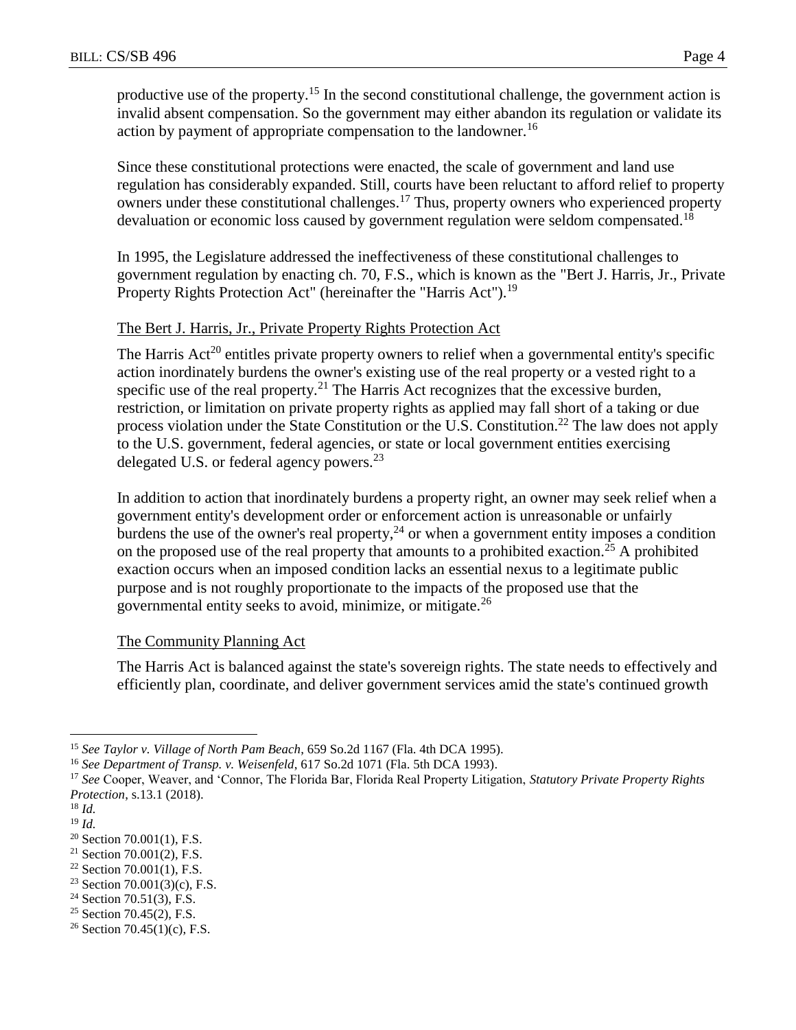productive use of the property.[15] In the second constitutional challenge, the government action is invalid absent compensation. So the government may either abandon its regulation or validate its action by payment of appropriate compensation to the landowner.[16]

Since these constitutional protections were enacted, the scale of government and land use regulation has considerably expanded. Still, courts have been reluctant to afford relief to property owners under these constitutional challenges.[17] Thus, property owners who experienced property devaluation or economic loss caused by government regulation were seldom compensated.[18]

In 1995, the Legislature addressed the ineffectiveness of these constitutional challenges to government regulation by enacting ch. 70, F.S., which is known as the "Bert J. Harris, Jr., Private Property Rights Protection Act" (hereinafter the "Harris Act").[19]

The Bert J. Harris, Jr., Private Property Rights Protection Act

The Harris Act[20] entitles private property owners to relief when a governmental entity's specific action inordinately burdens the owner's existing use of the real property or a vested right to a specific use of the real property.[21] The Harris Act recognizes that the excessive burden, restriction, or limitation on private property rights as applied may fall short of a taking or due process violation under the State Constitution or the U.S. Constitution.[22] The law does not apply to the U.S. government, federal agencies, or state or local government entities exercising delegated U.S. or federal agency powers.[23]

In addition to action that inordinately burdens a property right, an owner may seek relief when a government entity's development order or enforcement action is unreasonable or unfairly burdens the use of the owner's real property,[24] or when a government entity imposes a condition on the proposed use of the real property that amounts to a prohibited exaction.[25] A prohibited exaction occurs when an imposed condition lacks an essential nexus to a legitimate public purpose and is not roughly proportionate to the impacts of the proposed use that the governmental entity seeks to avoid, minimize, or mitigate.[26]

The Community Planning Act

The Harris Act is balanced against the state's sovereign rights. The state needs to effectively and efficiently plan, coordinate, and deliver government services amid the state's continued growth

---

[15] *See Taylor v. Village of North Pam Beach*, 659 So.2d 1167 (Fla. 4th DCA 1995).

[16] *See Department of Transp. v. Weisenfeld*, 617 So.2d 1071 (Fla. 5th DCA 1993).

[17] *See* Cooper, Weaver, and 'Connor, The Florida Bar, Florida Real Property Litigation, *Statutory Private Property Rights Protection*, s.13.1 (2018).

[18] *Id.*

[19] *Id.*

[20] Section 70.001(1), F.S.

[21] Section 70.001(2), F.S.

[22] Section 70.001(1), F.S.

[23] Section 70.001(3)(c), F.S.

[24] Section 70.51(3), F.S.

[25] Section 70.45(2), F.S.

[26] Section 70.45(1)(c), F.S.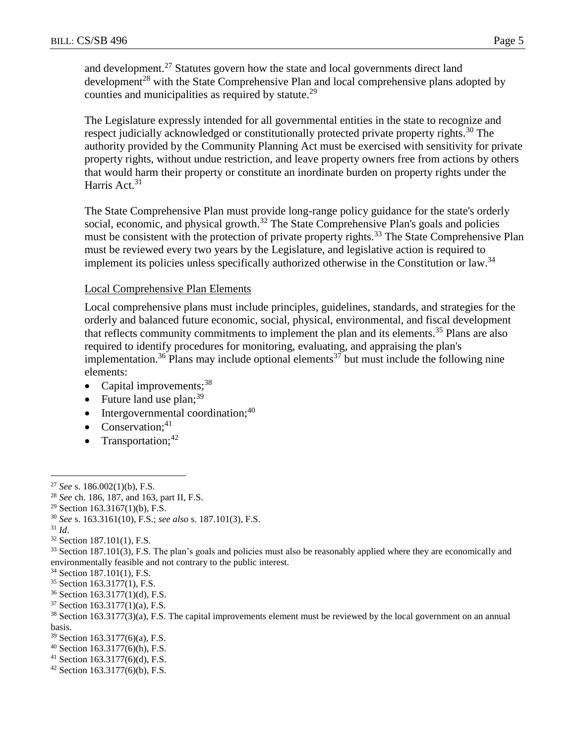and development.[27] Statutes govern how the state and local governments direct land development[28] with the State Comprehensive Plan and local comprehensive plans adopted by counties and municipalities as required by statute.[29]

The Legislature expressly intended for all governmental entities in the state to recognize and respect judicially acknowledged or constitutionally protected private property rights.[30] The authority provided by the Community Planning Act must be exercised with sensitivity for private property rights, without undue restriction, and leave property owners free from actions by others that would harm their property or constitute an inordinate burden on property rights under the Harris Act.[31]

The State Comprehensive Plan must provide long-range policy guidance for the state's orderly social, economic, and physical growth.[32] The State Comprehensive Plan's goals and policies must be consistent with the protection of private property rights.[33] The State Comprehensive Plan must be reviewed every two years by the Legislature, and legislative action is required to implement its policies unless specifically authorized otherwise in the Constitution or law.[34]

<u>Local Comprehensive Plan Elements</u>

Local comprehensive plans must include principles, guidelines, standards, and strategies for the orderly and balanced future economic, social, physical, environmental, and fiscal development that reflects community commitments to implement the plan and its elements.[35] Plans are also required to identify procedures for monitoring, evaluating, and appraising the plan's implementation.[36] Plans may include optional elements[37] but must include the following nine elements:

- Capital improvements;[38]
- Future land use plan;[39]
- Intergovernmental coordination;[40]
- Conservation;[41]
- Transportation;[42]

---

[27] *See* s. 186.002(1)(b), F.S.
[28] *See* ch. 186, 187, and 163, part II, F.S.
[29] Section 163.3167(1)(b), F.S.
[30] *See* s. 163.3161(10), F.S.; *see also* s. 187.101(3), F.S.
[31] *Id*.
[32] Section 187.101(1), F.S.
[33] Section 187.101(3), F.S. The plan's goals and policies must also be reasonably applied where they are economically and environmentally feasible and not contrary to the public interest.
[34] Section 187.101(1), F.S.
[35] Section 163.3177(1), F.S.
[36] Section 163.3177(1)(d), F.S.
[37] Section 163.3177(1)(a), F.S.
[38] Section 163.3177(3)(a), F.S. The capital improvements element must be reviewed by the local government on an annual basis.
[39] Section 163.3177(6)(a), F.S.
[40] Section 163.3177(6)(h), F.S.
[41] Section 163.3177(6)(d), F.S.
[42] Section 163.3177(6)(b), F.S.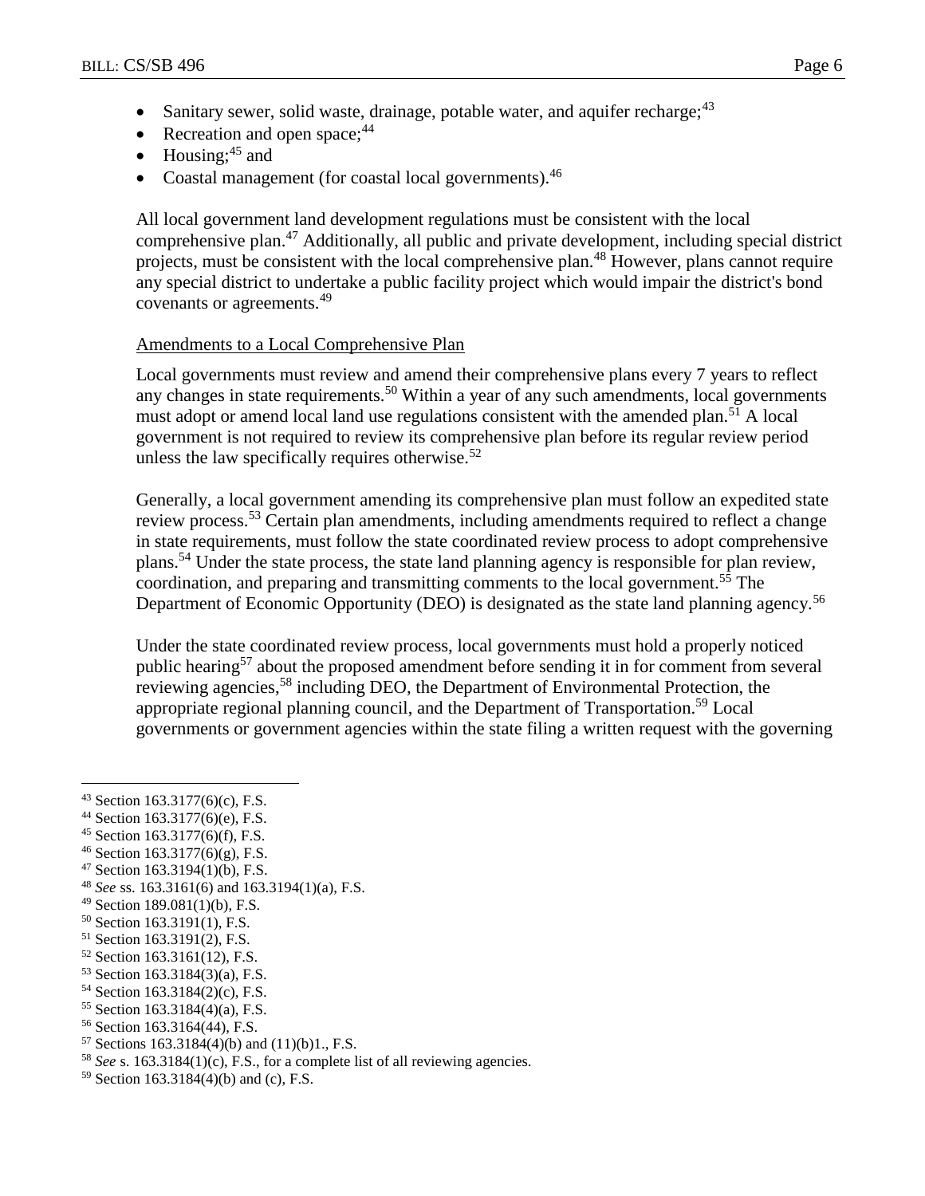- Sanitary sewer, solid waste, drainage, potable water, and aquifer recharge;[43]
- Recreation and open space;[44]
- Housing;[45] and
- Coastal management (for coastal local governments).[46]

All local government land development regulations must be consistent with the local comprehensive plan.[47] Additionally, all public and private development, including special district projects, must be consistent with the local comprehensive plan.[48] However, plans cannot require any special district to undertake a public facility project which would impair the district's bond covenants or agreements.[49]

Amendments to a Local Comprehensive Plan

Local governments must review and amend their comprehensive plans every 7 years to reflect any changes in state requirements.[50] Within a year of any such amendments, local governments must adopt or amend local land use regulations consistent with the amended plan.[51] A local government is not required to review its comprehensive plan before its regular review period unless the law specifically requires otherwise.[52]

Generally, a local government amending its comprehensive plan must follow an expedited state review process.[53] Certain plan amendments, including amendments required to reflect a change in state requirements, must follow the state coordinated review process to adopt comprehensive plans.[54] Under the state process, the state land planning agency is responsible for plan review, coordination, and preparing and transmitting comments to the local government.[55] The Department of Economic Opportunity (DEO) is designated as the state land planning agency.[56]

Under the state coordinated review process, local governments must hold a properly noticed public hearing[57] about the proposed amendment before sending it in for comment from several reviewing agencies,[58] including DEO, the Department of Environmental Protection, the appropriate regional planning council, and the Department of Transportation.[59] Local governments or government agencies within the state filing a written request with the governing

---

[43] Section 163.3177(6)(c), F.S.
[44] Section 163.3177(6)(e), F.S.
[45] Section 163.3177(6)(f), F.S.
[46] Section 163.3177(6)(g), F.S.
[47] Section 163.3194(1)(b), F.S.
[48] *See* ss. 163.3161(6) and 163.3194(1)(a), F.S.
[49] Section 189.081(1)(b), F.S.
[50] Section 163.3191(1), F.S.
[51] Section 163.3191(2), F.S.
[52] Section 163.3161(12), F.S.
[53] Section 163.3184(3)(a), F.S.
[54] Section 163.3184(2)(c), F.S.
[55] Section 163.3184(4)(a), F.S.
[56] Section 163.3164(44), F.S.
[57] Sections 163.3184(4)(b) and (11)(b)1., F.S.
[58] *See* s. 163.3184(1)(c), F.S., for a complete list of all reviewing agencies.
[59] Section 163.3184(4)(b) and (c), F.S.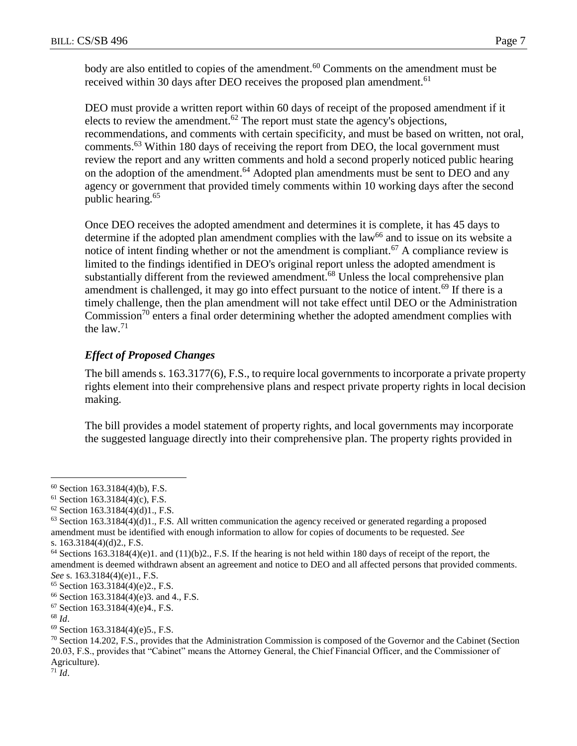body are also entitled to copies of the amendment.[60] Comments on the amendment must be received within 30 days after DEO receives the proposed plan amendment.[61]

DEO must provide a written report within 60 days of receipt of the proposed amendment if it elects to review the amendment.[62] The report must state the agency's objections, recommendations, and comments with certain specificity, and must be based on written, not oral, comments.[63] Within 180 days of receiving the report from DEO, the local government must review the report and any written comments and hold a second properly noticed public hearing on the adoption of the amendment.[64] Adopted plan amendments must be sent to DEO and any agency or government that provided timely comments within 10 working days after the second public hearing.[65]

Once DEO receives the adopted amendment and determines it is complete, it has 45 days to determine if the adopted plan amendment complies with the law[66] and to issue on its website a notice of intent finding whether or not the amendment is compliant.[67] A compliance review is limited to the findings identified in DEO's original report unless the adopted amendment is substantially different from the reviewed amendment.[68] Unless the local comprehensive plan amendment is challenged, it may go into effect pursuant to the notice of intent.[69] If there is a timely challenge, then the plan amendment will not take effect until DEO or the Administration Commission[70] enters a final order determining whether the adopted amendment complies with the law.[71]

### *Effect of Proposed Changes*

The bill amends s. 163.3177(6), F.S., to require local governments to incorporate a private property rights element into their comprehensive plans and respect private property rights in local decision making.

The bill provides a model statement of property rights, and local governments may incorporate the suggested language directly into their comprehensive plan. The property rights provided in

---

[60] Section 163.3184(4)(b), F.S.

[61] Section 163.3184(4)(c), F.S.

[62] Section 163.3184(4)(d)1., F.S.

[63] Section 163.3184(4)(d)1., F.S. All written communication the agency received or generated regarding a proposed amendment must be identified with enough information to allow for copies of documents to be requested. *See* s. 163.3184(4)(d)2., F.S.

[64] Sections 163.3184(4)(e)1. and (11)(b)2., F.S. If the hearing is not held within 180 days of receipt of the report, the amendment is deemed withdrawn absent an agreement and notice to DEO and all affected persons that provided comments. *See* s. 163.3184(4)(e)1., F.S.

[65] Section 163.3184(4)(e)2., F.S.

[66] Section 163.3184(4)(e)3. and 4., F.S.

[67] Section 163.3184(4)(e)4., F.S.

[68] *Id*.

[69] Section 163.3184(4)(e)5., F.S.

[70] Section 14.202, F.S., provides that the Administration Commission is composed of the Governor and the Cabinet (Section 20.03, F.S., provides that "Cabinet" means the Attorney General, the Chief Financial Officer, and the Commissioner of Agriculture).

[71] *Id*.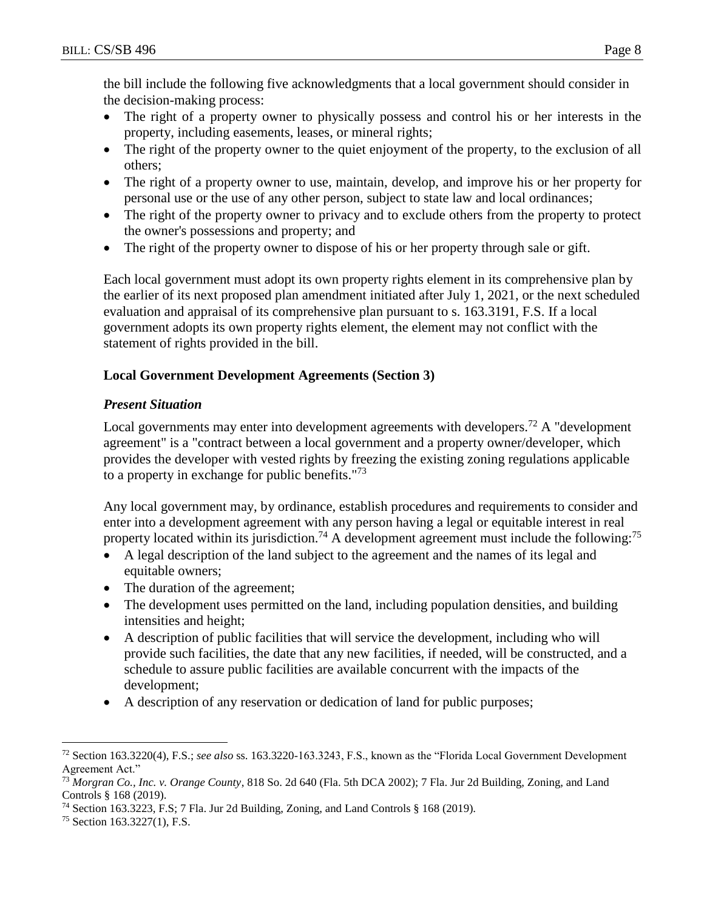the bill include the following five acknowledgments that a local government should consider in the decision-making process:

- The right of a property owner to physically possess and control his or her interests in the property, including easements, leases, or mineral rights;
- The right of the property owner to the quiet enjoyment of the property, to the exclusion of all others;
- The right of a property owner to use, maintain, develop, and improve his or her property for personal use or the use of any other person, subject to state law and local ordinances;
- The right of the property owner to privacy and to exclude others from the property to protect the owner's possessions and property; and
- The right of the property owner to dispose of his or her property through sale or gift.

Each local government must adopt its own property rights element in its comprehensive plan by the earlier of its next proposed plan amendment initiated after July 1, 2021, or the next scheduled evaluation and appraisal of its comprehensive plan pursuant to s. 163.3191, F.S. If a local government adopts its own property rights element, the element may not conflict with the statement of rights provided in the bill.

**Local Government Development Agreements (Section 3)**

***Present Situation***

Local governments may enter into development agreements with developers.[72] A "development agreement" is a "contract between a local government and a property owner/developer, which provides the developer with vested rights by freezing the existing zoning regulations applicable to a property in exchange for public benefits."[73]

Any local government may, by ordinance, establish procedures and requirements to consider and enter into a development agreement with any person having a legal or equitable interest in real property located within its jurisdiction.[74] A development agreement must include the following:[75]

- A legal description of the land subject to the agreement and the names of its legal and equitable owners;
- The duration of the agreement;
- The development uses permitted on the land, including population densities, and building intensities and height;
- A description of public facilities that will service the development, including who will provide such facilities, the date that any new facilities, if needed, will be constructed, and a schedule to assure public facilities are available concurrent with the impacts of the development;
- A description of any reservation or dedication of land for public purposes;

---

[72] Section 163.3220(4), F.S.; *see also* ss. 163.3220-163.3243, F.S., known as the "Florida Local Government Development Agreement Act."

[73] *Morgran Co., Inc. v. Orange County*, 818 So. 2d 640 (Fla. 5th DCA 2002); 7 Fla. Jur 2d Building, Zoning, and Land Controls § 168 (2019).

[74] Section 163.3223, F.S; 7 Fla. Jur 2d Building, Zoning, and Land Controls § 168 (2019).

[75] Section 163.3227(1), F.S.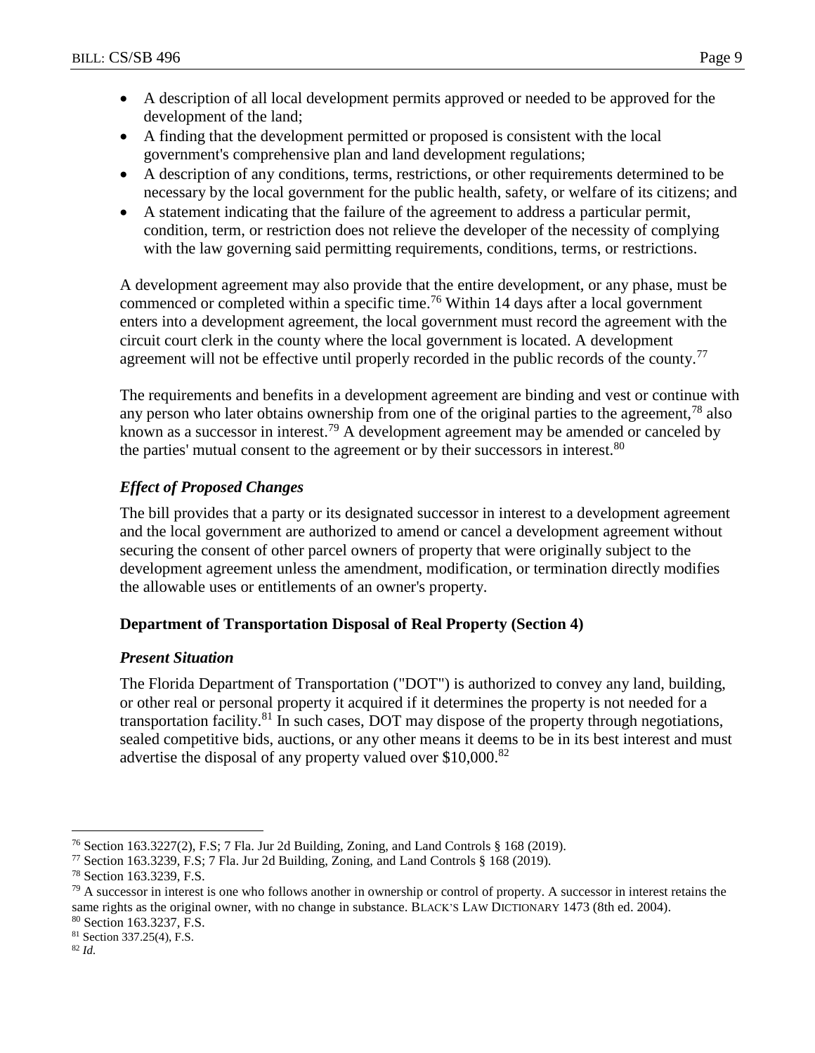- A description of all local development permits approved or needed to be approved for the development of the land;
- A finding that the development permitted or proposed is consistent with the local government's comprehensive plan and land development regulations;
- A description of any conditions, terms, restrictions, or other requirements determined to be necessary by the local government for the public health, safety, or welfare of its citizens; and
- A statement indicating that the failure of the agreement to address a particular permit, condition, term, or restriction does not relieve the developer of the necessity of complying with the law governing said permitting requirements, conditions, terms, or restrictions.

A development agreement may also provide that the entire development, or any phase, must be commenced or completed within a specific time.[76] Within 14 days after a local government enters into a development agreement, the local government must record the agreement with the circuit court clerk in the county where the local government is located. A development agreement will not be effective until properly recorded in the public records of the county.[77]

The requirements and benefits in a development agreement are binding and vest or continue with any person who later obtains ownership from one of the original parties to the agreement,[78] also known as a successor in interest.[79] A development agreement may be amended or canceled by the parties' mutual consent to the agreement or by their successors in interest.[80]

### *Effect of Proposed Changes*

The bill provides that a party or its designated successor in interest to a development agreement and the local government are authorized to amend or cancel a development agreement without securing the consent of other parcel owners of property that were originally subject to the development agreement unless the amendment, modification, or termination directly modifies the allowable uses or entitlements of an owner's property.

## Department of Transportation Disposal of Real Property (Section 4)

### *Present Situation*

The Florida Department of Transportation ("DOT") is authorized to convey any land, building, or other real or personal property it acquired if it determines the property is not needed for a transportation facility.[81] In such cases, DOT may dispose of the property through negotiations, sealed competitive bids, auctions, or any other means it deems to be in its best interest and must advertise the disposal of any property valued over $10,000.[82]

---

[76] Section 163.3227(2), F.S; 7 Fla. Jur 2d Building, Zoning, and Land Controls § 168 (2019).

[77] Section 163.3239, F.S; 7 Fla. Jur 2d Building, Zoning, and Land Controls § 168 (2019).

[78] Section 163.3239, F.S.

[79] A successor in interest is one who follows another in ownership or control of property. A successor in interest retains the same rights as the original owner, with no change in substance. BLACK'S LAW DICTIONARY 1473 (8th ed. 2004).

[80] Section 163.3237, F.S.

[81] Section 337.25(4), F.S.

[82] *Id.*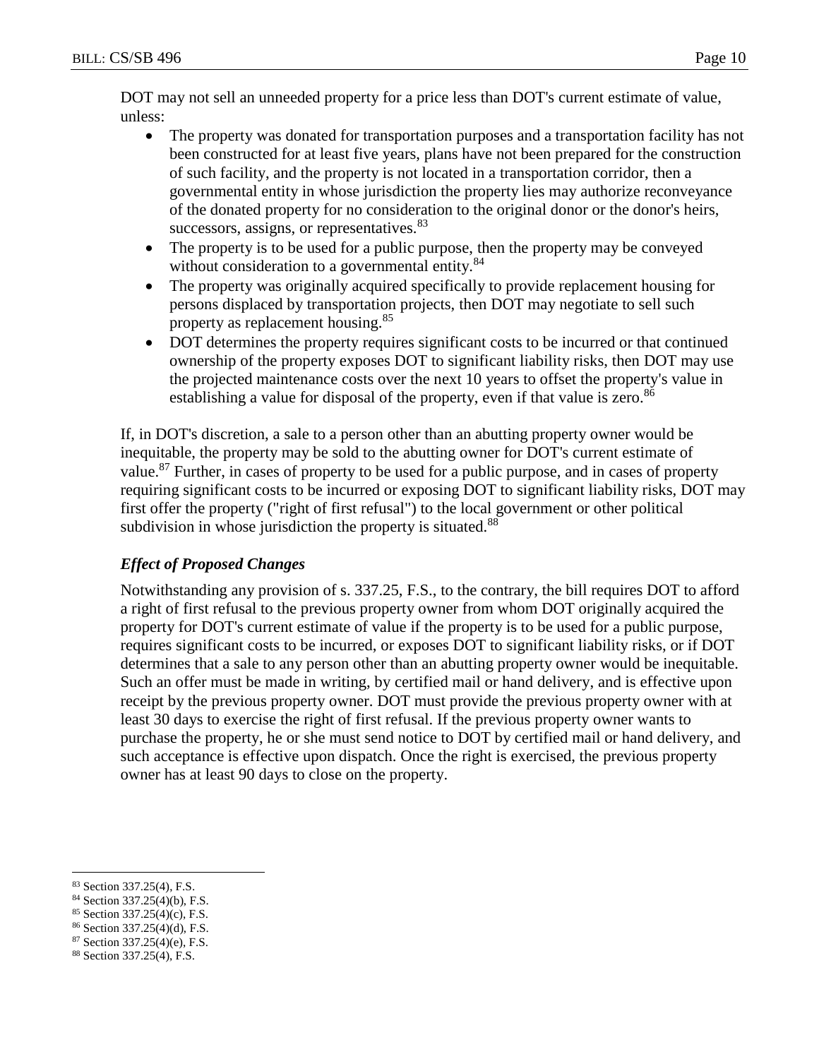DOT may not sell an unneeded property for a price less than DOT's current estimate of value, unless:

- The property was donated for transportation purposes and a transportation facility has not been constructed for at least five years, plans have not been prepared for the construction of such facility, and the property is not located in a transportation corridor, then a governmental entity in whose jurisdiction the property lies may authorize reconveyance of the donated property for no consideration to the original donor or the donor's heirs, successors, assigns, or representatives.[83]
- The property is to be used for a public purpose, then the property may be conveyed without consideration to a governmental entity.[84]
- The property was originally acquired specifically to provide replacement housing for persons displaced by transportation projects, then DOT may negotiate to sell such property as replacement housing.[85]
- DOT determines the property requires significant costs to be incurred or that continued ownership of the property exposes DOT to significant liability risks, then DOT may use the projected maintenance costs over the next 10 years to offset the property's value in establishing a value for disposal of the property, even if that value is zero.[86]

If, in DOT's discretion, a sale to a person other than an abutting property owner would be inequitable, the property may be sold to the abutting owner for DOT's current estimate of value.[87] Further, in cases of property to be used for a public purpose, and in cases of property requiring significant costs to be incurred or exposing DOT to significant liability risks, DOT may first offer the property ("right of first refusal") to the local government or other political subdivision in whose jurisdiction the property is situated.[88]

### *Effect of Proposed Changes*

Notwithstanding any provision of s. 337.25, F.S., to the contrary, the bill requires DOT to afford a right of first refusal to the previous property owner from whom DOT originally acquired the property for DOT's current estimate of value if the property is to be used for a public purpose, requires significant costs to be incurred, or exposes DOT to significant liability risks, or if DOT determines that a sale to any person other than an abutting property owner would be inequitable. Such an offer must be made in writing, by certified mail or hand delivery, and is effective upon receipt by the previous property owner. DOT must provide the previous property owner with at least 30 days to exercise the right of first refusal. If the previous property owner wants to purchase the property, he or she must send notice to DOT by certified mail or hand delivery, and such acceptance is effective upon dispatch. Once the right is exercised, the previous property owner has at least 90 days to close on the property.

---

[83] Section 337.25(4), F.S.

[84] Section 337.25(4)(b), F.S.

[85] Section 337.25(4)(c), F.S.

[86] Section 337.25(4)(d), F.S.

[87] Section 337.25(4)(e), F.S.

[88] Section 337.25(4), F.S.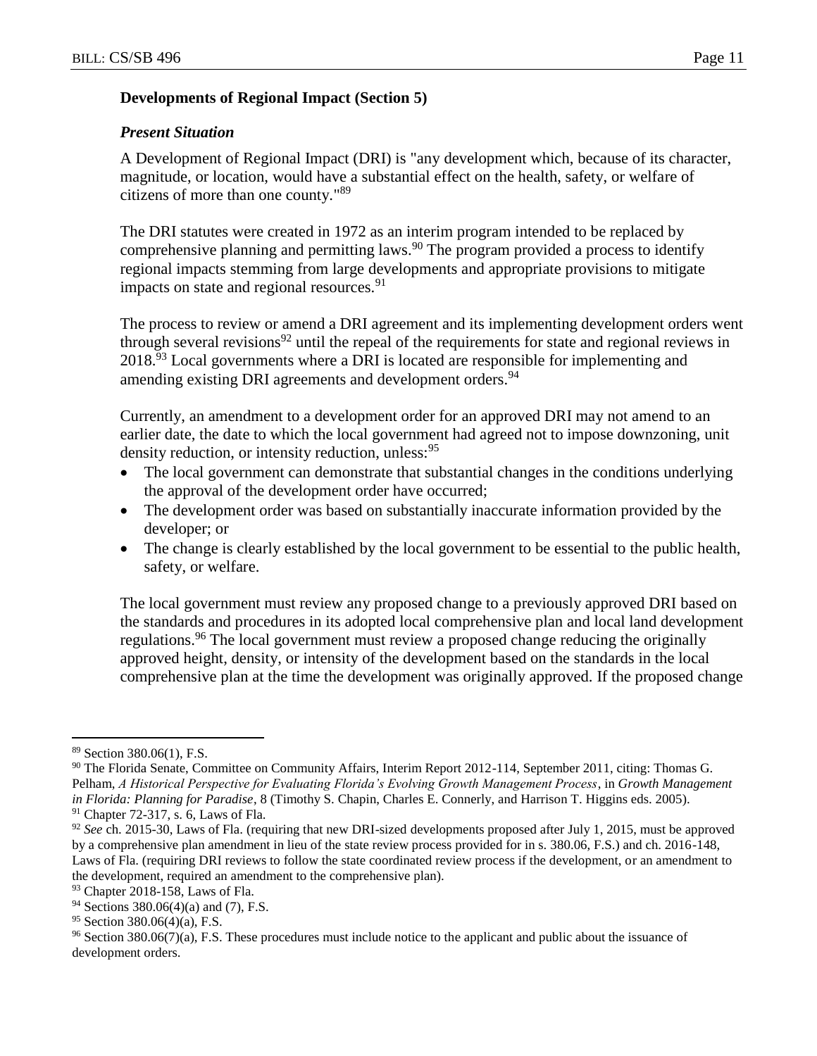### Developments of Regional Impact (Section 5)

#### *Present Situation*

A Development of Regional Impact (DRI) is "any development which, because of its character, magnitude, or location, would have a substantial effect on the health, safety, or welfare of citizens of more than one county."[89]

The DRI statutes were created in 1972 as an interim program intended to be replaced by comprehensive planning and permitting laws.[90] The program provided a process to identify regional impacts stemming from large developments and appropriate provisions to mitigate impacts on state and regional resources.[91]

The process to review or amend a DRI agreement and its implementing development orders went through several revisions[92] until the repeal of the requirements for state and regional reviews in 2018.[93] Local governments where a DRI is located are responsible for implementing and amending existing DRI agreements and development orders.[94]

Currently, an amendment to a development order for an approved DRI may not amend to an earlier date, the date to which the local government had agreed not to impose downzoning, unit density reduction, or intensity reduction, unless:[95]

- The local government can demonstrate that substantial changes in the conditions underlying the approval of the development order have occurred;
- The development order was based on substantially inaccurate information provided by the developer; or
- The change is clearly established by the local government to be essential to the public health, safety, or welfare.

The local government must review any proposed change to a previously approved DRI based on the standards and procedures in its adopted local comprehensive plan and local land development regulations.[96] The local government must review a proposed change reducing the originally approved height, density, or intensity of the development based on the standards in the local comprehensive plan at the time the development was originally approved. If the proposed change

---

[89] Section 380.06(1), F.S.

[90] The Florida Senate, Committee on Community Affairs, Interim Report 2012-114, September 2011, citing: Thomas G. Pelham, *A Historical Perspective for Evaluating Florida's Evolving Growth Management Process*, in *Growth Management in Florida: Planning for Paradise*, 8 (Timothy S. Chapin, Charles E. Connerly, and Harrison T. Higgins eds. 2005).

[91] Chapter 72-317, s. 6, Laws of Fla.

[92] *See* ch. 2015-30, Laws of Fla. (requiring that new DRI-sized developments proposed after July 1, 2015, must be approved by a comprehensive plan amendment in lieu of the state review process provided for in s. 380.06, F.S.) and ch. 2016-148, Laws of Fla. (requiring DRI reviews to follow the state coordinated review process if the development, or an amendment to the development, required an amendment to the comprehensive plan).

[93] Chapter 2018-158, Laws of Fla.

[94] Sections 380.06(4)(a) and (7), F.S.

[95] Section 380.06(4)(a), F.S.

[96] Section 380.06(7)(a), F.S. These procedures must include notice to the applicant and public about the issuance of development orders.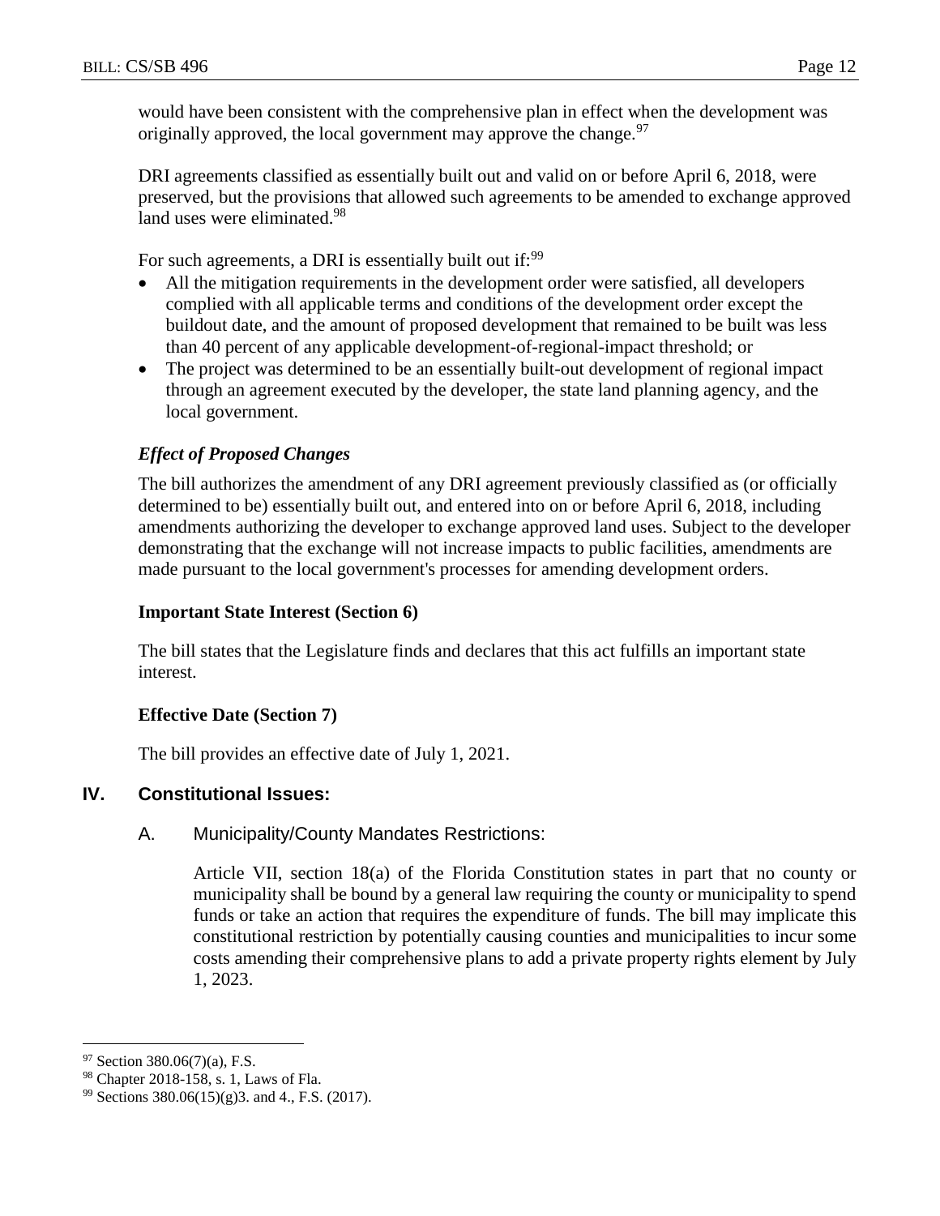would have been consistent with the comprehensive plan in effect when the development was originally approved, the local government may approve the change.[97]

DRI agreements classified as essentially built out and valid on or before April 6, 2018, were preserved, but the provisions that allowed such agreements to be amended to exchange approved land uses were eliminated.[98]

For such agreements, a DRI is essentially built out if:[99]

- All the mitigation requirements in the development order were satisfied, all developers complied with all applicable terms and conditions of the development order except the buildout date, and the amount of proposed development that remained to be built was less than 40 percent of any applicable development-of-regional-impact threshold; or
- The project was determined to be an essentially built-out development of regional impact through an agreement executed by the developer, the state land planning agency, and the local government.

### *Effect of Proposed Changes*

The bill authorizes the amendment of any DRI agreement previously classified as (or officially determined to be) essentially built out, and entered into on or before April 6, 2018, including amendments authorizing the developer to exchange approved land uses. Subject to the developer demonstrating that the exchange will not increase impacts to public facilities, amendments are made pursuant to the local government's processes for amending development orders.

### **Important State Interest (Section 6)**

The bill states that the Legislature finds and declares that this act fulfills an important state interest.

### **Effective Date (Section 7)**

The bill provides an effective date of July 1, 2021.

## IV. Constitutional Issues:

### A. Municipality/County Mandates Restrictions:

Article VII, section 18(a) of the Florida Constitution states in part that no county or municipality shall be bound by a general law requiring the county or municipality to spend funds or take an action that requires the expenditure of funds. The bill may implicate this constitutional restriction by potentially causing counties and municipalities to incur some costs amending their comprehensive plans to add a private property rights element by July 1, 2023.

---

[97] Section 380.06(7)(a), F.S.

[98] Chapter 2018-158, s. 1, Laws of Fla.

[99] Sections 380.06(15)(g)3. and 4., F.S. (2017).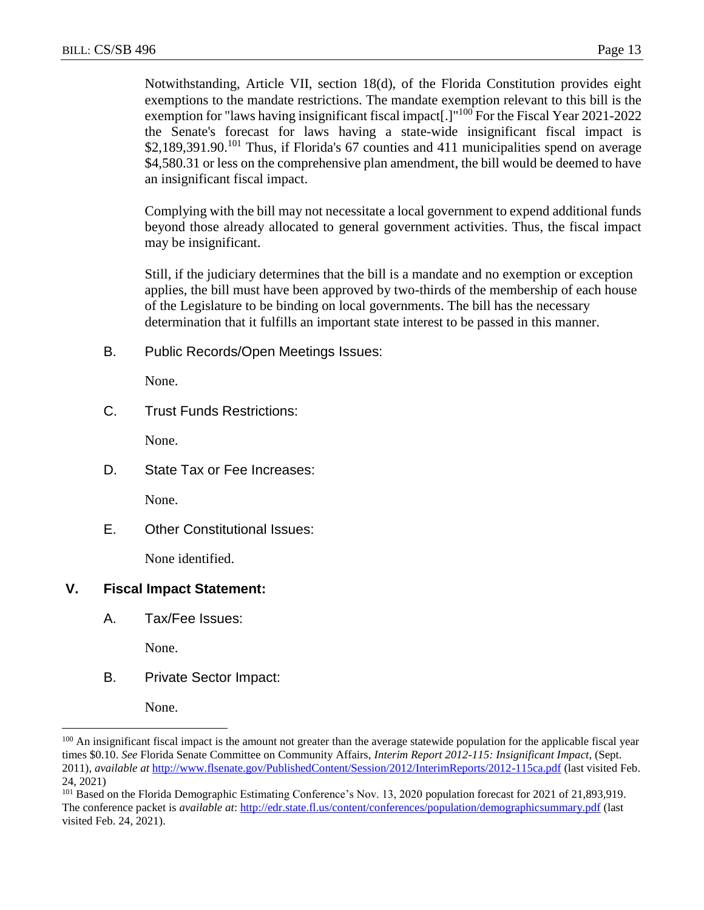Notwithstanding, Article VII, section 18(d), of the Florida Constitution provides eight exemptions to the mandate restrictions. The mandate exemption relevant to this bill is the exemption for "laws having insignificant fiscal impact[.]"[100] For the Fiscal Year 2021-2022 the Senate's forecast for laws having a state-wide insignificant fiscal impact is $2,189,391.90.[101] Thus, if Florida's 67 counties and 411 municipalities spend on average $4,580.31 or less on the comprehensive plan amendment, the bill would be deemed to have an insignificant fiscal impact.

Complying with the bill may not necessitate a local government to expend additional funds beyond those already allocated to general government activities. Thus, the fiscal impact may be insignificant.

Still, if the judiciary determines that the bill is a mandate and no exemption or exception applies, the bill must have been approved by two-thirds of the membership of each house of the Legislature to be binding on local governments. The bill has the necessary determination that it fulfills an important state interest to be passed in this manner.

B. Public Records/Open Meetings Issues:

None.

C. Trust Funds Restrictions:

None.

D. State Tax or Fee Increases:

None.

E. Other Constitutional Issues:

None identified.

## V. Fiscal Impact Statement:

A. Tax/Fee Issues:

None.

B. Private Sector Impact:

None.

---

[100] An insignificant fiscal impact is the amount not greater than the average statewide population for the applicable fiscal year times $0.10. *See* Florida Senate Committee on Community Affairs, *Interim Report 2012-115: Insignificant Impact*, (Sept. 2011), *available at* http://www.flsenate.gov/PublishedContent/Session/2012/InterimReports/2012-115ca.pdf (last visited Feb. 24, 2021)

[101] Based on the Florida Demographic Estimating Conference's Nov. 13, 2020 population forecast for 2021 of 21,893,919. The conference packet is *available at*: http://edr.state.fl.us/content/conferences/population/demographicsummary.pdf (last visited Feb. 24, 2021).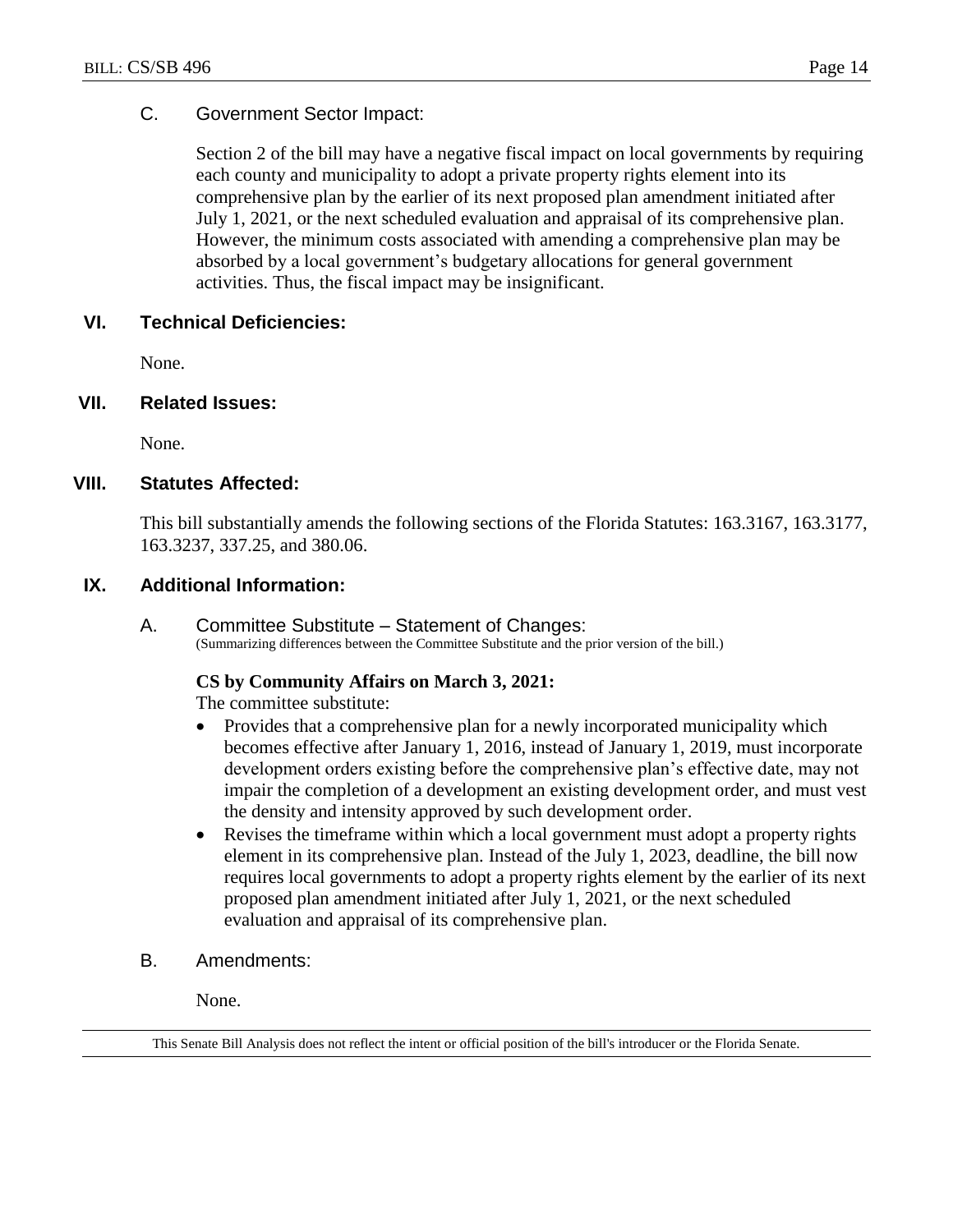C. Government Sector Impact:

Section 2 of the bill may have a negative fiscal impact on local governments by requiring each county and municipality to adopt a private property rights element into its comprehensive plan by the earlier of its next proposed plan amendment initiated after July 1, 2021, or the next scheduled evaluation and appraisal of its comprehensive plan. However, the minimum costs associated with amending a comprehensive plan may be absorbed by a local government's budgetary allocations for general government activities. Thus, the fiscal impact may be insignificant.

## VI. Technical Deficiencies:

None.

## VII. Related Issues:

None.

## VIII. Statutes Affected:

This bill substantially amends the following sections of the Florida Statutes: 163.3167, 163.3177, 163.3237, 337.25, and 380.06.

## IX. Additional Information:

A. Committee Substitute – Statement of Changes:
(Summarizing differences between the Committee Substitute and the prior version of the bill.)

**CS by Community Affairs on March 3, 2021:**
The committee substitute:

- Provides that a comprehensive plan for a newly incorporated municipality which becomes effective after January 1, 2016, instead of January 1, 2019, must incorporate development orders existing before the comprehensive plan's effective date, may not impair the completion of a development an existing development order, and must vest the density and intensity approved by such development order.
- Revises the timeframe within which a local government must adopt a property rights element in its comprehensive plan. Instead of the July 1, 2023, deadline, the bill now requires local governments to adopt a property rights element by the earlier of its next proposed plan amendment initiated after July 1, 2021, or the next scheduled evaluation and appraisal of its comprehensive plan.

B. Amendments:

None.

This Senate Bill Analysis does not reflect the intent or official position of the bill's introducer or the Florida Senate.